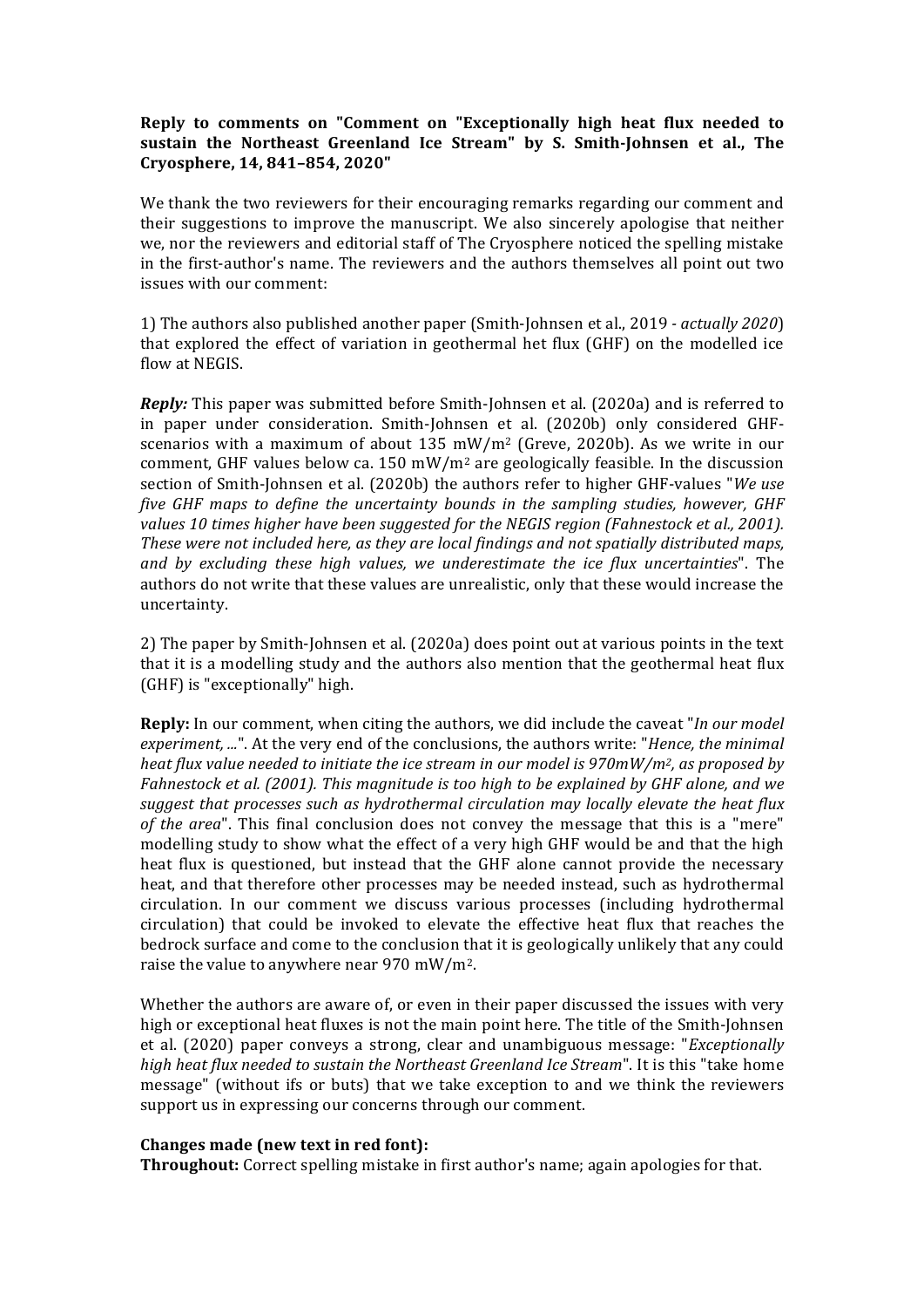**Reply to comments on "Comment on "Exceptionally high heat flux needed to sustain the Northeast Greenland Ice Stream" by S. Smith-Johnsen et al., The Cryosphere, 14, 841–854, 2020"**

We thank the two reviewers for their encouraging remarks regarding our comment and their suggestions to improve the manuscript. We also sincerely apologise that neither we, nor the reviewers and editorial staff of The Cryosphere noticed the spelling mistake in the first-author's name. The reviewers and the authors themselves all point out two issues with our comment:

1) The authors also published another paper (Smith-Johnsen et al., 2019 - *actually 2020*) that explored the effect of variation in geothermal het flux (GHF) on the modelled ice flow at NEGIS.

***Reply:*** This paper was submitted before Smith-Johnsen et al. (2020a) and is referred to in paper under consideration. Smith-Johnsen et al. (2020b) only considered GHF-scenarios with a maximum of about 135 $mW/m^2$ (Greve, 2020b). As we write in our comment, GHF values below ca. 150 $mW/m^2$ are geologically feasible. In the discussion section of Smith-Johnsen et al. (2020b) the authors refer to higher GHF-values "*We use five GHF maps to define the uncertainty bounds in the sampling studies, however, GHF values 10 times higher have been suggested for the NEGIS region (Fahnestock et al., 2001). These were not included here, as they are local findings and not spatially distributed maps, and by excluding these high values, we underestimate the ice flux uncertainties*". The authors do not write that these values are unrealistic, only that these would increase the uncertainty.

2) The paper by Smith-Johnsen et al. (2020a) does point out at various points in the text that it is a modelling study and the authors also mention that the geothermal heat flux (GHF) is "exceptionally" high.

**Reply:** In our comment, when citing the authors, we did include the caveat "*In our model experiment, ...*". At the very end of the conclusions, the authors write: "*Hence, the minimal heat flux value needed to initiate the ice stream in our model is 970mW/m², as proposed by Fahnestock et al. (2001). This magnitude is too high to be explained by GHF alone, and we suggest that processes such as hydrothermal circulation may locally elevate the heat flux of the area*". This final conclusion does not convey the message that this is a "mere" modelling study to show what the effect of a very high GHF would be and that the high heat flux is questioned, but instead that the GHF alone cannot provide the necessary heat, and that therefore other processes may be needed instead, such as hydrothermal circulation. In our comment we discuss various processes (including hydrothermal circulation) that could be invoked to elevate the effective heat flux that reaches the bedrock surface and come to the conclusion that it is geologically unlikely that any could raise the value to anywhere near 970 $mW/m^2$.

Whether the authors are aware of, or even in their paper discussed the issues with very high or exceptional heat fluxes is not the main point here. The title of the Smith-Johnsen et al. (2020) paper conveys a strong, clear and unambiguous message: "*Exceptionally high heat flux needed to sustain the Northeast Greenland Ice Stream*". It is this "take home message" (without ifs or buts) that we take exception to and we think the reviewers support us in expressing our concerns through our comment.

**Changes made (new text in red font):**

**Throughout:** Correct spelling mistake in first author's name; again apologies for that.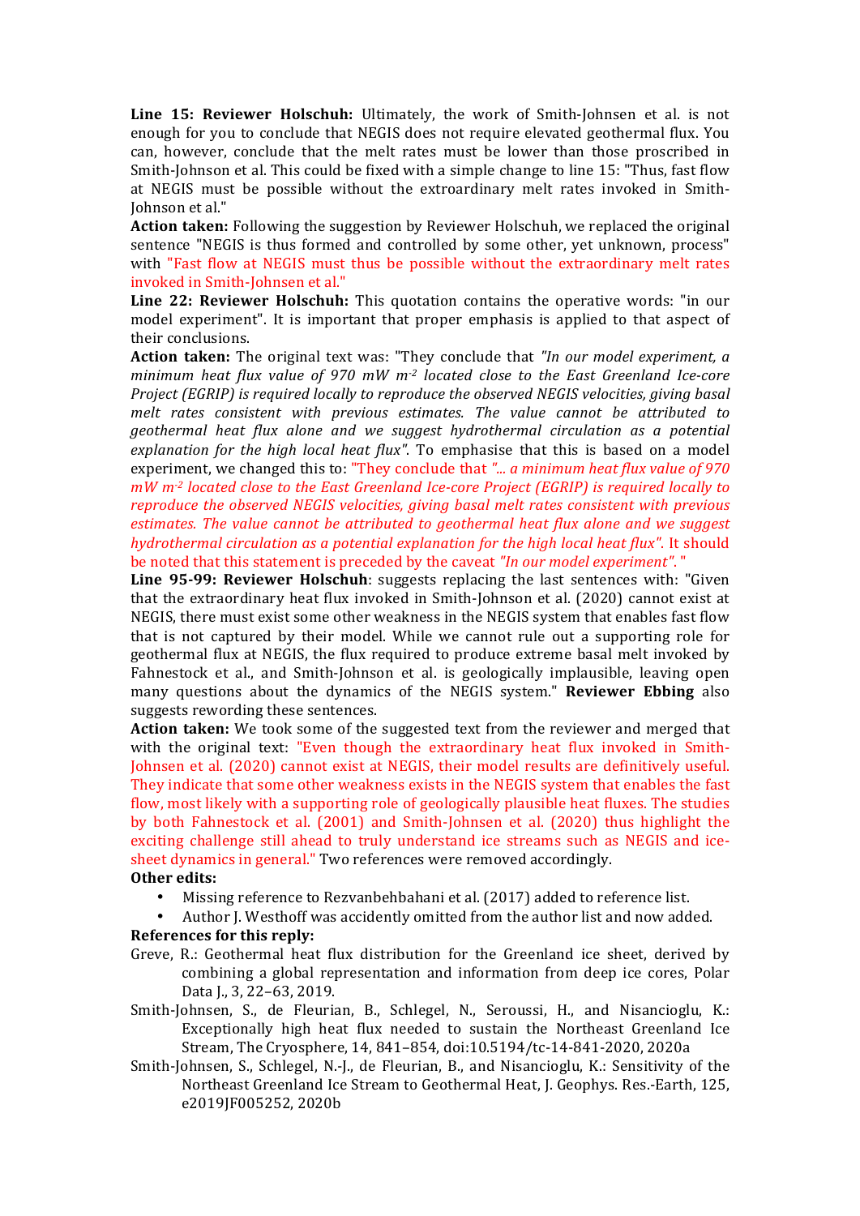**Line 15: Reviewer Holschuh:** Ultimately, the work of Smith-Johnsen et al. is not enough for you to conclude that NEGIS does not require elevated geothermal flux. You can, however, conclude that the melt rates must be lower than those proscribed in Smith-Johnson et al. This could be fixed with a simple change to line 15: "Thus, fast flow at NEGIS must be possible without the extraordinary melt rates invoked in Smith-Johnson et al."

**Action taken:** Following the suggestion by Reviewer Holschuh, we replaced the original sentence "NEGIS is thus formed and controlled by some other, yet unknown, process" with "Fast flow at NEGIS must thus be possible without the extraordinary melt rates invoked in Smith-Johnsen et al."

**Line 22: Reviewer Holschuh:** This quotation contains the operative words: "in our model experiment". It is important that proper emphasis is applied to that aspect of their conclusions.

**Action taken:** The original text was: "They conclude that *"In our model experiment, a minimum heat flux value of 970 mW m$^{-2}$ located close to the East Greenland Ice-core Project (EGRIP) is required locally to reproduce the observed NEGIS velocities, giving basal melt rates consistent with previous estimates. The value cannot be attributed to geothermal heat flux alone and we suggest hydrothermal circulation as a potential explanation for the high local heat flux"*. To emphasise that this is based on a model experiment, we changed this to: "They conclude that *"... a minimum heat flux value of 970 mW m$^{-2}$ located close to the East Greenland Ice-core Project (EGRIP) is required locally to reproduce the observed NEGIS velocities, giving basal melt rates consistent with previous estimates. The value cannot be attributed to geothermal heat flux alone and we suggest hydrothermal circulation as a potential explanation for the high local heat flux"*. It should be noted that this statement is preceded by the caveat *"In our model experiment"*. "

**Line 95-99: Reviewer Holschuh**: suggests replacing the last sentences with: "Given that the extraordinary heat flux invoked in Smith-Johnson et al. (2020) cannot exist at NEGIS, there must exist some other weakness in the NEGIS system that enables fast flow that is not captured by their model. While we cannot rule out a supporting role for geothermal flux at NEGIS, the flux required to produce extreme basal melt invoked by Fahnestock et al., and Smith-Johnson et al. is geologically implausible, leaving open many questions about the dynamics of the NEGIS system." **Reviewer Ebbing** also suggests rewording these sentences.

**Action taken:** We took some of the suggested text from the reviewer and merged that with the original text: "Even though the extraordinary heat flux invoked in Smith-Johnsen et al. (2020) cannot exist at NEGIS, their model results are definitively useful. They indicate that some other weakness exists in the NEGIS system that enables the fast flow, most likely with a supporting role of geologically plausible heat fluxes. The studies by both Fahnestock et al. (2001) and Smith-Johnsen et al. (2020) thus highlight the exciting challenge still ahead to truly understand ice streams such as NEGIS and ice-sheet dynamics in general." Two references were removed accordingly.

**Other edits:**

- Missing reference to Rezvanbehbahani et al. (2017) added to reference list.
- Author J. Westhoff was accidently omitted from the author list and now added.

**References for this reply:**

Greve, R.: Geothermal heat flux distribution for the Greenland ice sheet, derived by combining a global representation and information from deep ice cores, Polar Data J., 3, 22–63, 2019.

Smith-Johnsen, S., de Fleurian, B., Schlegel, N., Seroussi, H., and Nisancioglu, K.: Exceptionally high heat flux needed to sustain the Northeast Greenland Ice Stream, The Cryosphere, 14, 841–854, doi:10.5194/tc-14-841-2020, 2020a

Smith-Johnsen, S., Schlegel, N.-J., de Fleurian, B., and Nisancioglu, K.: Sensitivity of the Northeast Greenland Ice Stream to Geothermal Heat, J. Geophys. Res.-Earth, 125, e2019JF005252, 2020b